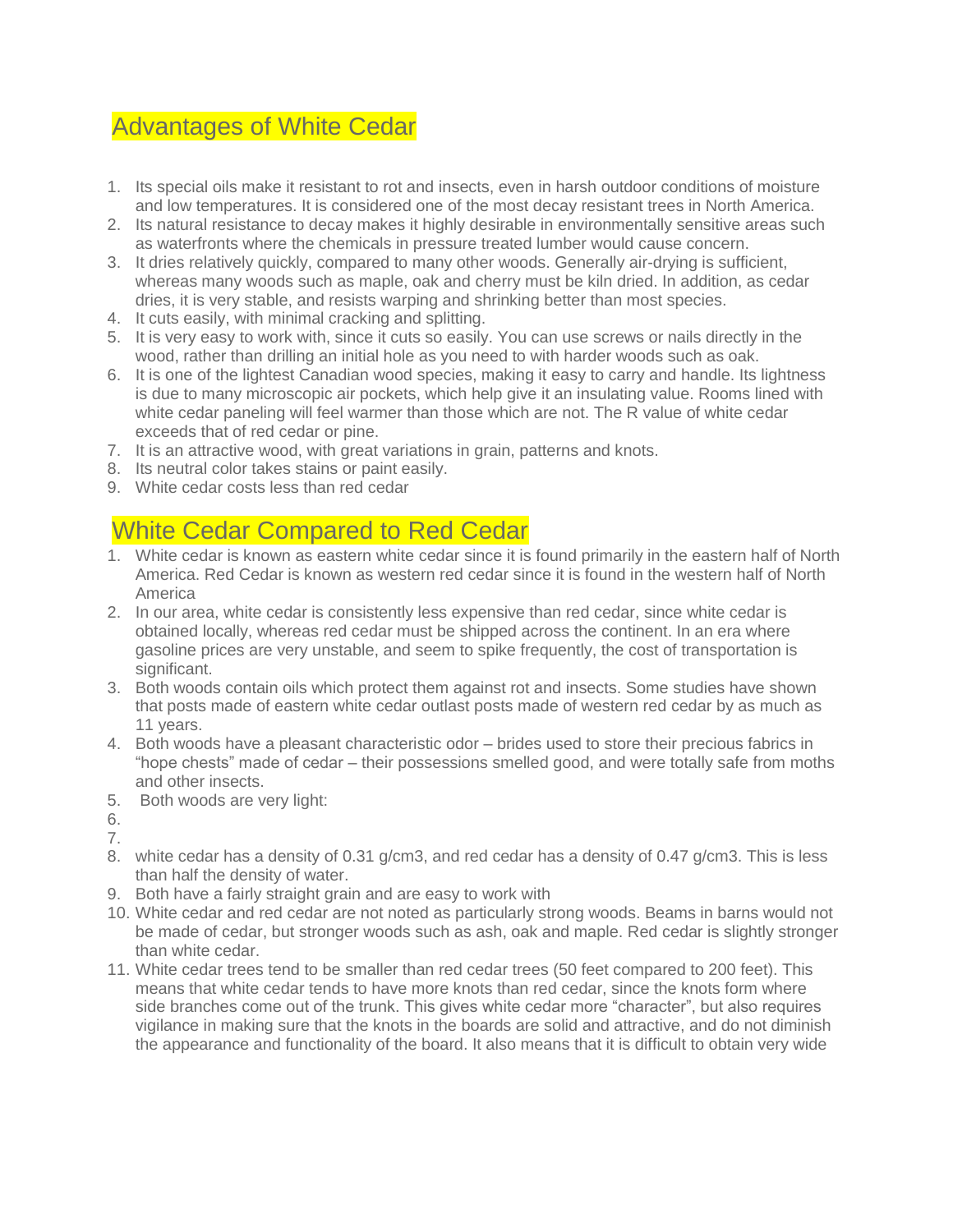## Advantages of White Cedar

1. Its special oils make it resistant to rot and insects, even in harsh outdoor conditions of moisture and low temperatures. It is considered one of the most decay resistant trees in North America.
2. Its natural resistance to decay makes it highly desirable in environmentally sensitive areas such as waterfronts where the chemicals in pressure treated lumber would cause concern.
3. It dries relatively quickly, compared to many other woods. Generally air-drying is sufficient, whereas many woods such as maple, oak and cherry must be kiln dried. In addition, as cedar dries, it is very stable, and resists warping and shrinking better than most species.
4. It cuts easily, with minimal cracking and splitting.
5. It is very easy to work with, since it cuts so easily. You can use screws or nails directly in the wood, rather than drilling an initial hole as you need to with harder woods such as oak.
6. It is one of the lightest Canadian wood species, making it easy to carry and handle. Its lightness is due to many microscopic air pockets, which help give it an insulating value. Rooms lined with white cedar paneling will feel warmer than those which are not. The R value of white cedar exceeds that of red cedar or pine.
7. It is an attractive wood, with great variations in grain, patterns and knots.
8. Its neutral color takes stains or paint easily.
9. White cedar costs less than red cedar

## White Cedar Compared to Red Cedar

1. White cedar is known as eastern white cedar since it is found primarily in the eastern half of North America. Red Cedar is known as western red cedar since it is found in the western half of North America
2. In our area, white cedar is consistently less expensive than red cedar, since white cedar is obtained locally, whereas red cedar must be shipped across the continent. In an era where gasoline prices are very unstable, and seem to spike frequently, the cost of transportation is significant.
3. Both woods contain oils which protect them against rot and insects. Some studies have shown that posts made of eastern white cedar outlast posts made of western red cedar by as much as 11 years.
4. Both woods have a pleasant characteristic odor – brides used to store their precious fabrics in "hope chests" made of cedar – their possessions smelled good, and were totally safe from moths and other insects.
5. Both woods are very light:
6. 
7. 
8. white cedar has a density of 0.31 g/cm3, and red cedar has a density of 0.47 g/cm3. This is less than half the density of water.
9. Both have a fairly straight grain and are easy to work with
10. White cedar and red cedar are not noted as particularly strong woods. Beams in barns would not be made of cedar, but stronger woods such as ash, oak and maple. Red cedar is slightly stronger than white cedar.
11. White cedar trees tend to be smaller than red cedar trees (50 feet compared to 200 feet). This means that white cedar tends to have more knots than red cedar, since the knots form where side branches come out of the trunk. This gives white cedar more "character", but also requires vigilance in making sure that the knots in the boards are solid and attractive, and do not diminish the appearance and functionality of the board. It also means that it is difficult to obtain very wide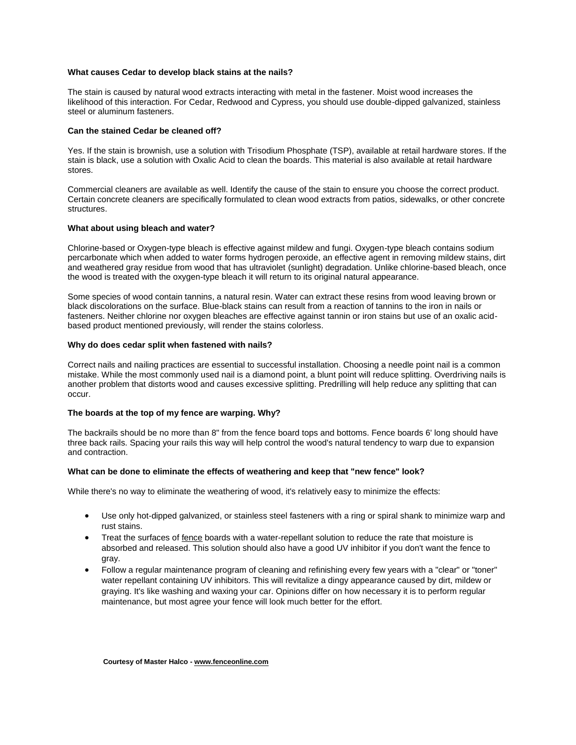**What causes Cedar to develop black stains at the nails?**

The stain is caused by natural wood extracts interacting with metal in the fastener. Moist wood increases the likelihood of this interaction. For Cedar, Redwood and Cypress, you should use double-dipped galvanized, stainless steel or aluminum fasteners.

**Can the stained Cedar be cleaned off?**

Yes. If the stain is brownish, use a solution with Trisodium Phosphate (TSP), available at retail hardware stores. If the stain is black, use a solution with Oxalic Acid to clean the boards. This material is also available at retail hardware stores.

Commercial cleaners are available as well. Identify the cause of the stain to ensure you choose the correct product. Certain concrete cleaners are specifically formulated to clean wood extracts from patios, sidewalks, or other concrete structures.

**What about using bleach and water?**

Chlorine-based or Oxygen-type bleach is effective against mildew and fungi. Oxygen-type bleach contains sodium percarbonate which when added to water forms hydrogen peroxide, an effective agent in removing mildew stains, dirt and weathered gray residue from wood that has ultraviolet (sunlight) degradation. Unlike chlorine-based bleach, once the wood is treated with the oxygen-type bleach it will return to its original natural appearance.

Some species of wood contain tannins, a natural resin. Water can extract these resins from wood leaving brown or black discolorations on the surface. Blue-black stains can result from a reaction of tannins to the iron in nails or fasteners. Neither chlorine nor oxygen bleaches are effective against tannin or iron stains but use of an oxalic acid-based product mentioned previously, will render the stains colorless.

**Why do does cedar split when fastened with nails?**

Correct nails and nailing practices are essential to successful installation. Choosing a needle point nail is a common mistake. While the most commonly used nail is a diamond point, a blunt point will reduce splitting. Overdriving nails is another problem that distorts wood and causes excessive splitting. Predrilling will help reduce any splitting that can occur.

**The boards at the top of my fence are warping. Why?**

The backrails should be no more than 8" from the fence board tops and bottoms. Fence boards 6' long should have three back rails. Spacing your rails this way will help control the wood's natural tendency to warp due to expansion and contraction.

**What can be done to eliminate the effects of weathering and keep that "new fence" look?**

While there's no way to eliminate the weathering of wood, it's relatively easy to minimize the effects:

- Use only hot-dipped galvanized, or stainless steel fasteners with a ring or spiral shank to minimize warp and rust stains.
- Treat the surfaces of fence boards with a water-repellant solution to reduce the rate that moisture is absorbed and released. This solution should also have a good UV inhibitor if you don't want the fence to gray.
- Follow a regular maintenance program of cleaning and refinishing every few years with a "clear" or "toner" water repellant containing UV inhibitors. This will revitalize a dingy appearance caused by dirt, mildew or graying. It's like washing and waxing your car. Opinions differ on how necessary it is to perform regular maintenance, but most agree your fence will look much better for the effort.

**Courtesy of Master Halco - www.fenceonline.com**